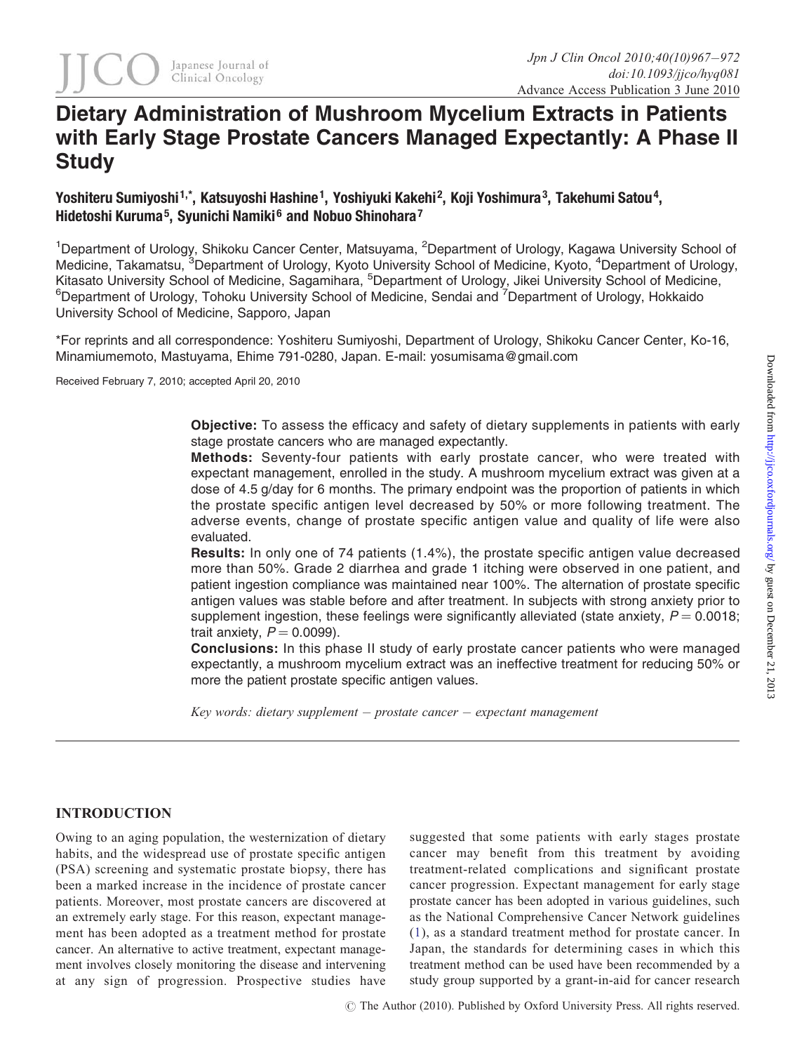# Dietary Administration of Mushroom Mycelium Extracts in Patients with Early Stage Prostate Cancers Managed Expectantly: A Phase II Study

**Yoshiteru Sumiyoshi[1,*], Katsuyoshi Hashine[1], Yoshiyuki Kakehi[2], Koji Yoshimura[3], Takehumi Satou[4], Hidetoshi Kuruma[5], Syunichi Namiki[6] and Nobuo Shinohara[7]**

[1]Department of Urology, Shikoku Cancer Center, Matsuyama, [2]Department of Urology, Kagawa University School of Medicine, Takamatsu, [3]Department of Urology, Kyoto University School of Medicine, Kyoto, [4]Department of Urology, Kitasato University School of Medicine, Sagamihara, [5]Department of Urology, Jikei University School of Medicine, [6]Department of Urology, Tohoku University School of Medicine, Sendai and [7]Department of Urology, Hokkaido University School of Medicine, Sapporo, Japan

*For reprints and all correspondence: Yoshiteru Sumiyoshi, Department of Urology, Shikoku Cancer Center, Ko-16, Minamiumemoto, Mastuyama, Ehime 791-0280, Japan. E-mail: yosumisama@gmail.com

Received February 7, 2010; accepted April 20, 2010

**Objective:** To assess the efficacy and safety of dietary supplements in patients with early stage prostate cancers who are managed expectantly.

**Methods:** Seventy-four patients with early prostate cancer, who were treated with expectant management, enrolled in the study. A mushroom mycelium extract was given at a dose of 4.5 g/day for 6 months. The primary endpoint was the proportion of patients in which the prostate specific antigen level decreased by 50% or more following treatment. The adverse events, change of prostate specific antigen value and quality of life were also evaluated.

**Results:** In only one of 74 patients (1.4%), the prostate specific antigen value decreased more than 50%. Grade 2 diarrhea and grade 1 itching were observed in one patient, and patient ingestion compliance was maintained near 100%. The alternation of prostate specific antigen values was stable before and after treatment. In subjects with strong anxiety prior to supplement ingestion, these feelings were significantly alleviated (state anxiety, $P = 0.0018$; trait anxiety, $P = 0.0099$).

**Conclusions:** In this phase II study of early prostate cancer patients who were managed expectantly, a mushroom mycelium extract was an ineffective treatment for reducing 50% or more the patient prostate specific antigen values.

*Key words: dietary supplement – prostate cancer – expectant management*

## INTRODUCTION

Owing to an aging population, the westernization of dietary habits, and the widespread use of prostate specific antigen (PSA) screening and systematic prostate biopsy, there has been a marked increase in the incidence of prostate cancer patients. Moreover, most prostate cancers are discovered at an extremely early stage. For this reason, expectant management has been adopted as a treatment method for prostate cancer. An alternative to active treatment, expectant management involves closely monitoring the disease and intervening at any sign of progression. Prospective studies have suggested that some patients with early stages prostate cancer may benefit from this treatment by avoiding treatment-related complications and significant prostate cancer progression. Expectant management for early stage prostate cancer has been adopted in various guidelines, such as the National Comprehensive Cancer Network guidelines (1), as a standard treatment method for prostate cancer. In Japan, the standards for determining cases in which this treatment method can be used have been recommended by a study group supported by a grant-in-aid for cancer research

© The Author (2010). Published by Oxford University Press. All rights reserved.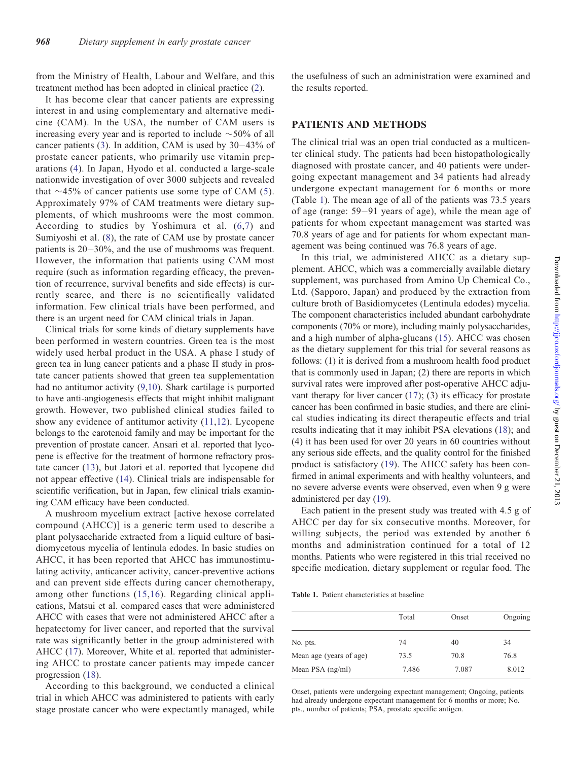from the Ministry of Health, Labour and Welfare, and this treatment method has been adopted in clinical practice (2).

It has become clear that cancer patients are expressing interest in and using complementary and alternative medicine (CAM). In the USA, the number of CAM users is increasing every year and is reported to include ~50% of all cancer patients (3). In addition, CAM is used by 30–43% of prostate cancer patients, who primarily use vitamin preparations (4). In Japan, Hyodo et al. conducted a large-scale nationwide investigation of over 3000 subjects and revealed that ~45% of cancer patients use some type of CAM (5). Approximately 97% of CAM treatments were dietary supplements, of which mushrooms were the most common. According to studies by Yoshimura et al. (6,7) and Sumiyoshi et al. (8), the rate of CAM use by prostate cancer patients is 20–30%, and the use of mushrooms was frequent. However, the information that patients using CAM most require (such as information regarding efficacy, the prevention of recurrence, survival benefits and side effects) is currently scarce, and there is no scientifically validated information. Few clinical trials have been performed, and there is an urgent need for CAM clinical trials in Japan.

Clinical trials for some kinds of dietary supplements have been performed in western countries. Green tea is the most widely used herbal product in the USA. A phase I study of green tea in lung cancer patients and a phase II study in prostate cancer patients showed that green tea supplementation had no antitumor activity (9,10). Shark cartilage is purported to have anti-angiogenesis effects that might inhibit malignant growth. However, two published clinical studies failed to show any evidence of antitumor activity (11,12). Lycopene belongs to the carotenoid family and may be important for the prevention of prostate cancer. Ansari et al. reported that lycopene is effective for the treatment of hormone refractory prostate cancer (13), but Jatori et al. reported that lycopene did not appear effective (14). Clinical trials are indispensable for scientific verification, but in Japan, few clinical trials examining CAM efficacy have been conducted.

A mushroom mycelium extract [active hexose correlated compound (AHCC)] is a generic term used to describe a plant polysaccharide extracted from a liquid culture of basidiomycetous mycelia of lentinula edodes. In basic studies on AHCC, it has been reported that AHCC has immunostimulating activity, anticancer activity, cancer-preventive actions and can prevent side effects during cancer chemotherapy, among other functions (15,16). Regarding clinical applications, Matsui et al. compared cases that were administered AHCC with cases that were not administered AHCC after a hepatectomy for liver cancer, and reported that the survival rate was significantly better in the group administered with AHCC (17). Moreover, White et al. reported that administering AHCC to prostate cancer patients may impede cancer progression (18).

According to this background, we conducted a clinical trial in which AHCC was administered to patients with early stage prostate cancer who were expectantly managed, while the usefulness of such an administration were examined and the results reported.

## PATIENTS AND METHODS

The clinical trial was an open trial conducted as a multicenter clinical study. The patients had been histopathologically diagnosed with prostate cancer, and 40 patients were undergoing expectant management and 34 patients had already undergone expectant management for 6 months or more (Table 1). The mean age of all of the patients was 73.5 years of age (range: 59–91 years of age), while the mean age of patients for whom expectant management was started was 70.8 years of age and for patients for whom expectant management was being continued was 76.8 years of age.

In this trial, we administered AHCC as a dietary supplement. AHCC, which was a commercially available dietary supplement, was purchased from Amino Up Chemical Co., Ltd. (Sapporo, Japan) and produced by the extraction from culture broth of Basidiomycetes (Lentinula edodes) mycelia. The component characteristics included abundant carbohydrate components (70% or more), including mainly polysaccharides, and a high number of alpha-glucans (15). AHCC was chosen as the dietary supplement for this trial for several reasons as follows: (1) it is derived from a mushroom health food product that is commonly used in Japan; (2) there are reports in which survival rates were improved after post-operative AHCC adjuvant therapy for liver cancer (17); (3) its efficacy for prostate cancer has been confirmed in basic studies, and there are clinical studies indicating its direct therapeutic effects and trial results indicating that it may inhibit PSA elevations (18); and (4) it has been used for over 20 years in 60 countries without any serious side effects, and the quality control for the finished product is satisfactory (19). The AHCC safety has been confirmed in animal experiments and with healthy volunteers, and no severe adverse events were observed, even when 9 g were administered per day (19).

Each patient in the present study was treated with 4.5 g of AHCC per day for six consecutive months. Moreover, for willing subjects, the period was extended by another 6 months and administration continued for a total of 12 months. Patients who were registered in this trial received no specific medication, dietary supplement or regular food. The

**Table 1.** Patient characteristics at baseline

| | Total | Onset | Ongoing |
|---|---|---|---|
| No. pts. | 74 | 40 | 34 |
| Mean age (years of age) | 73.5 | 70.8 | 76.8 |
| Mean PSA (ng/ml) | 7.486 | 7.087 | 8.012 |

Onset, patients were undergoing expectant management; Ongoing, patients had already undergone expectant management for 6 months or more; No. pts., number of patients; PSA, prostate specific antigen.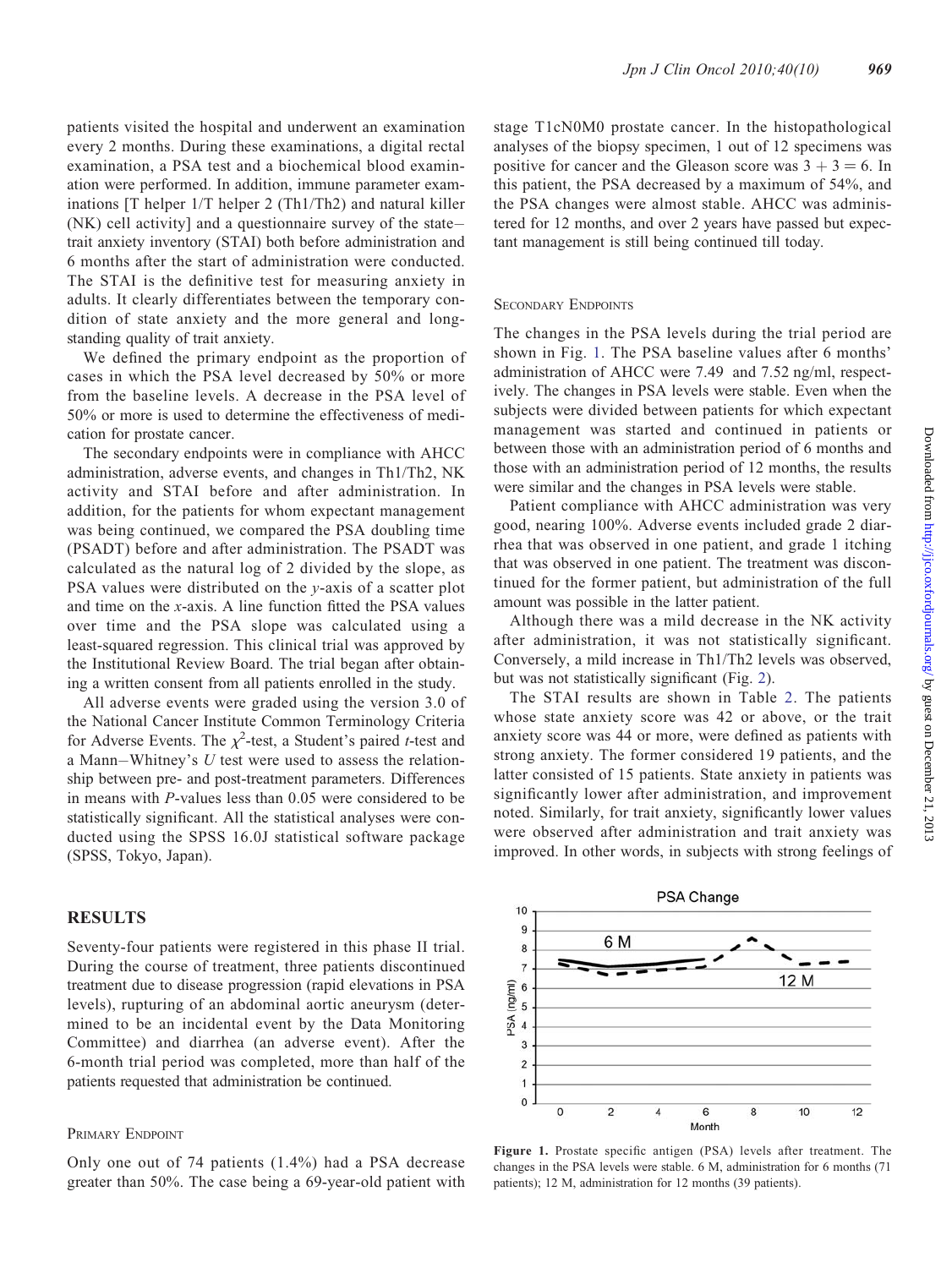patients visited the hospital and underwent an examination every 2 months. During these examinations, a digital rectal examination, a PSA test and a biochemical blood examination were performed. In addition, immune parameter examinations [T helper 1/T helper 2 (Th1/Th2) and natural killer (NK) cell activity] and a questionnaire survey of the state–trait anxiety inventory (STAI) both before administration and 6 months after the start of administration were conducted. The STAI is the definitive test for measuring anxiety in adults. It clearly differentiates between the temporary condition of state anxiety and the more general and long-standing quality of trait anxiety.

We defined the primary endpoint as the proportion of cases in which the PSA level decreased by 50% or more from the baseline levels. A decrease in the PSA level of 50% or more is used to determine the effectiveness of medication for prostate cancer.

The secondary endpoints were in compliance with AHCC administration, adverse events, and changes in Th1/Th2, NK activity and STAI before and after administration. In addition, for the patients for whom expectant management was being continued, we compared the PSA doubling time (PSADT) before and after administration. The PSADT was calculated as the natural log of 2 divided by the slope, as PSA values were distributed on the *y*-axis of a scatter plot and time on the *x*-axis. A line function fitted the PSA values over time and the PSA slope was calculated using a least-squared regression. This clinical trial was approved by the Institutional Review Board. The trial began after obtaining a written consent from all patients enrolled in the study.

All adverse events were graded using the version 3.0 of the National Cancer Institute Common Terminology Criteria for Adverse Events. The $\chi^2$-test, a Student's paired *t*-test and a Mann–Whitney's *U* test were used to assess the relationship between pre- and post-treatment parameters. Differences in means with *P*-values less than 0.05 were considered to be statistically significant. All the statistical analyses were conducted using the SPSS 16.0J statistical software package (SPSS, Tokyo, Japan).

## RESULTS

Seventy-four patients were registered in this phase II trial. During the course of treatment, three patients discontinued treatment due to disease progression (rapid elevations in PSA levels), rupturing of an abdominal aortic aneurysm (determined to be an incidental event by the Data Monitoring Committee) and diarrhea (an adverse event). After the 6-month trial period was completed, more than half of the patients requested that administration be continued.

### Primary Endpoint

Only one out of 74 patients (1.4%) had a PSA decrease greater than 50%. The case being a 69-year-old patient with stage T1cN0M0 prostate cancer. In the histopathological analyses of the biopsy specimen, 1 out of 12 specimens was positive for cancer and the Gleason score was $3 + 3 = 6$. In this patient, the PSA decreased by a maximum of 54%, and the PSA changes were almost stable. AHCC was administered for 12 months, and over 2 years have passed but expectant management is still being continued till today.

### Secondary Endpoints

The changes in the PSA levels during the trial period are shown in Fig. 1. The PSA baseline values after 6 months' administration of AHCC were 7.49 and 7.52 ng/ml, respectively. The changes in PSA levels were stable. Even when the subjects were divided between patients for which expectant management was started and continued in patients or between those with an administration period of 6 months and those with an administration period of 12 months, the results were similar and the changes in PSA levels were stable.

Patient compliance with AHCC administration was very good, nearing 100%. Adverse events included grade 2 diarrhea that was observed in one patient, and grade 1 itching that was observed in one patient. The treatment was discontinued for the former patient, but administration of the full amount was possible in the latter patient.

Although there was a mild decrease in the NK activity after administration, it was not statistically significant. Conversely, a mild increase in Th1/Th2 levels was observed, but was not statistically significant (Fig. 2).

The STAI results are shown in Table 2. The patients whose state anxiety score was 42 or above, or the trait anxiety score was 44 or more, were defined as patients with strong anxiety. The former considered 19 patients, and the latter consisted of 15 patients. State anxiety in patients was significantly lower after administration, and improvement noted. Similarly, for trait anxiety, significantly lower values were observed after administration and trait anxiety was improved. In other words, in subjects with strong feelings of

**Figure 1.** Prostate specific antigen (PSA) levels after treatment. The changes in the PSA levels were stable. 6 M, administration for 6 months (71 patients); 12 M, administration for 12 months (39 patients).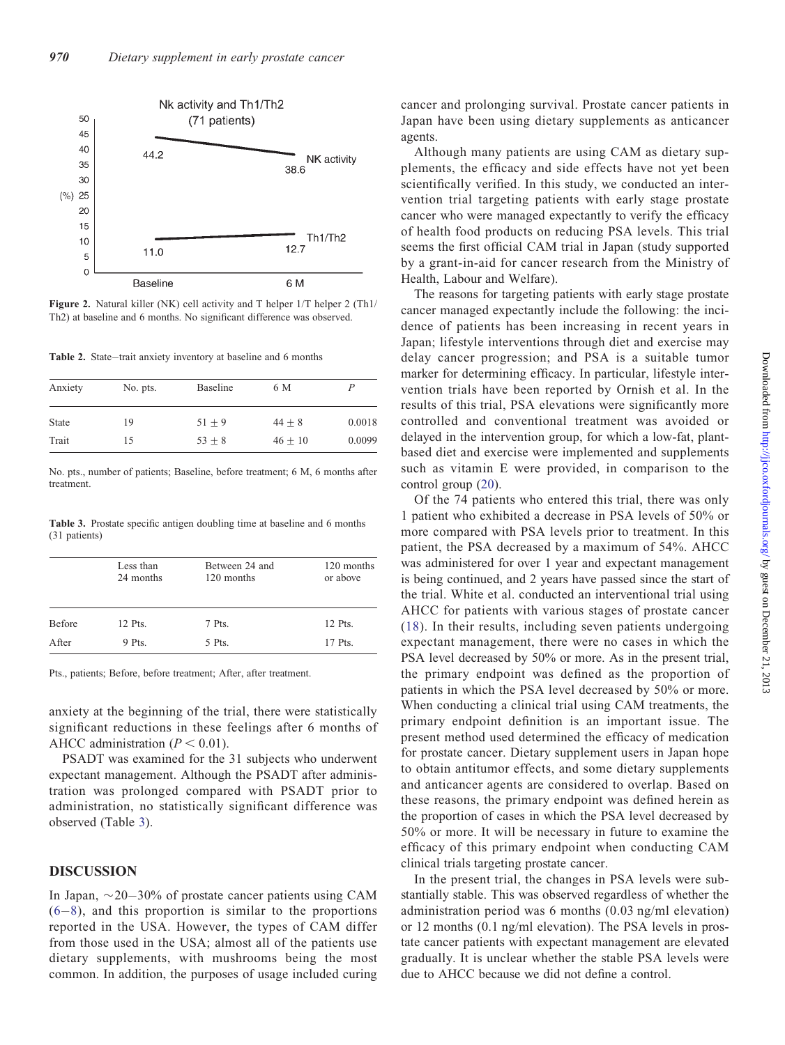Nk activity and Th1/Th2 (71 patients)

Figure 2. Natural killer (NK) cell activity and T helper 1/T helper 2 (Th1/Th2) at baseline and 6 months. No significant difference was observed.

Table 2. State–trait anxiety inventory at baseline and 6 months

| Anxiety | No. pts. | Baseline | 6 M | P |
|---|---|---|---|---|
| State | 19 | $51 \pm 9$ | $44 \pm 8$ | 0.0018 |
| Trait | 15 | $53 \pm 8$ | $46 \pm 10$ | 0.0099 |

No. pts., number of patients; Baseline, before treatment; 6 M, 6 months after treatment.

Table 3. Prostate specific antigen doubling time at baseline and 6 months (31 patients)

| | Less than 24 months | Between 24 and 120 months | 120 months or above |
|---|---|---|---|
| Before | 12 Pts. | 7 Pts. | 12 Pts. |
| After | 9 Pts. | 5 Pts. | 17 Pts. |

Pts., patients; Before, before treatment; After, after treatment.

anxiety at the beginning of the trial, there were statistically significant reductions in these feelings after 6 months of AHCC administration ($P < 0.01$).

PSADT was examined for the 31 subjects who underwent expectant management. Although the PSADT after administration was prolonged compared with PSADT prior to administration, no statistically significant difference was observed (Table 3).

## DISCUSSION

In Japan, ~20–30% of prostate cancer patients using CAM (6–8), and this proportion is similar to the proportions reported in the USA. However, the types of CAM differ from those used in the USA; almost all of the patients use dietary supplements, with mushrooms being the most common. In addition, the purposes of usage included curing cancer and prolonging survival. Prostate cancer patients in Japan have been using dietary supplements as anticancer agents.

Although many patients are using CAM as dietary supplements, the efficacy and side effects have not yet been scientifically verified. In this study, we conducted an intervention trial targeting patients with early stage prostate cancer who were managed expectantly to verify the efficacy of health food products on reducing PSA levels. This trial seems the first official CAM trial in Japan (study supported by a grant-in-aid for cancer research from the Ministry of Health, Labour and Welfare).

The reasons for targeting patients with early stage prostate cancer managed expectantly include the following: the incidence of patients has been increasing in recent years in Japan; lifestyle interventions through diet and exercise may delay cancer progression; and PSA is a suitable tumor marker for determining efficacy. In particular, lifestyle intervention trials have been reported by Ornish et al. In the results of this trial, PSA elevations were significantly more controlled and conventional treatment was avoided or delayed in the intervention group, for which a low-fat, plant-based diet and exercise were implemented and supplements such as vitamin E were provided, in comparison to the control group (20).

Of the 74 patients who entered this trial, there was only 1 patient who exhibited a decrease in PSA levels of 50% or more compared with PSA levels prior to treatment. In this patient, the PSA decreased by a maximum of 54%. AHCC was administered for over 1 year and expectant management is being continued, and 2 years have passed since the start of the trial. White et al. conducted an interventional trial using AHCC for patients with various stages of prostate cancer (18). In their results, including seven patients undergoing expectant management, there were no cases in which the PSA level decreased by 50% or more. As in the present trial, the primary endpoint was defined as the proportion of patients in which the PSA level decreased by 50% or more. When conducting a clinical trial using CAM treatments, the primary endpoint definition is an important issue. The present method used determined the efficacy of medication for prostate cancer. Dietary supplement users in Japan hope to obtain antitumor effects, and some dietary supplements and anticancer agents are considered to overlap. Based on these reasons, the primary endpoint was defined herein as the proportion of cases in which the PSA level decreased by 50% or more. It will be necessary in future to examine the efficacy of this primary endpoint when conducting CAM clinical trials targeting prostate cancer.

In the present trial, the changes in PSA levels were substantially stable. This was observed regardless of whether the administration period was 6 months (0.03 ng/ml elevation) or 12 months (0.1 ng/ml elevation). The PSA levels in prostate cancer patients with expectant management are elevated gradually. It is unclear whether the stable PSA levels were due to AHCC because we did not define a control.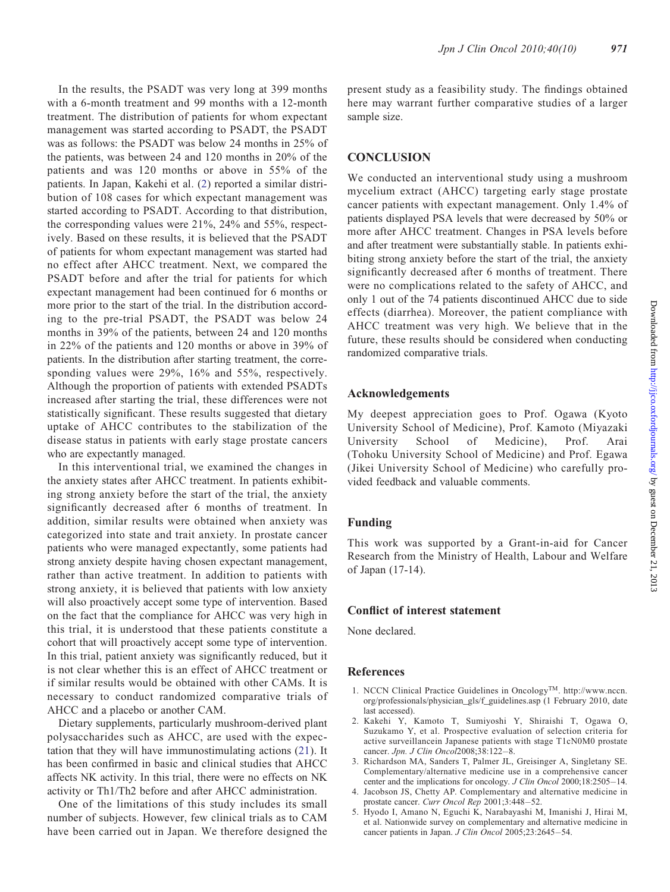In the results, the PSADT was very long at 399 months with a 6-month treatment and 99 months with a 12-month treatment. The distribution of patients for whom expectant management was started according to PSADT, the PSADT was as follows: the PSADT was below 24 months in 25% of the patients, was between 24 and 120 months in 20% of the patients and was 120 months or above in 55% of the patients. In Japan, Kakehi et al. (2) reported a similar distribution of 108 cases for which expectant management was started according to PSADT. According to that distribution, the corresponding values were 21%, 24% and 55%, respectively. Based on these results, it is believed that the PSADT of patients for whom expectant management was started had no effect after AHCC treatment. Next, we compared the PSADT before and after the trial for patients for which expectant management had been continued for 6 months or more prior to the start of the trial. In the distribution according to the pre-trial PSADT, the PSADT was below 24 months in 39% of the patients, between 24 and 120 months in 22% of the patients and 120 months or above in 39% of patients. In the distribution after starting treatment, the corresponding values were 29%, 16% and 55%, respectively. Although the proportion of patients with extended PSADTs increased after starting the trial, these differences were not statistically significant. These results suggested that dietary uptake of AHCC contributes to the stabilization of the disease status in patients with early stage prostate cancers who are expectantly managed.

In this interventional trial, we examined the changes in the anxiety states after AHCC treatment. In patients exhibiting strong anxiety before the start of the trial, the anxiety significantly decreased after 6 months of treatment. In addition, similar results were obtained when anxiety was categorized into state and trait anxiety. In prostate cancer patients who were managed expectantly, some patients had strong anxiety despite having chosen expectant management, rather than active treatment. In addition to patients with strong anxiety, it is believed that patients with low anxiety will also proactively accept some type of intervention. Based on the fact that the compliance for AHCC was very high in this trial, it is understood that these patients constitute a cohort that will proactively accept some type of intervention. In this trial, patient anxiety was significantly reduced, but it is not clear whether this is an effect of AHCC treatment or if similar results would be obtained with other CAMs. It is necessary to conduct randomized comparative trials of AHCC and a placebo or another CAM.

Dietary supplements, particularly mushroom-derived plant polysaccharides such as AHCC, are used with the expectation that they will have immunostimulating actions (21). It has been confirmed in basic and clinical studies that AHCC affects NK activity. In this trial, there were no effects on NK activity or Th1/Th2 before and after AHCC administration.

One of the limitations of this study includes its small number of subjects. However, few clinical trials as to CAM have been carried out in Japan. We therefore designed the present study as a feasibility study. The findings obtained here may warrant further comparative studies of a larger sample size.

## CONCLUSION

We conducted an interventional study using a mushroom mycelium extract (AHCC) targeting early stage prostate cancer patients with expectant management. Only 1.4% of patients displayed PSA levels that were decreased by 50% or more after AHCC treatment. Changes in PSA levels before and after treatment were substantially stable. In patients exhibiting strong anxiety before the start of the trial, the anxiety significantly decreased after 6 months of treatment. There were no complications related to the safety of AHCC, and only 1 out of the 74 patients discontinued AHCC due to side effects (diarrhea). Moreover, the patient compliance with AHCC treatment was very high. We believe that in the future, these results should be considered when conducting randomized comparative trials.

### Acknowledgements

My deepest appreciation goes to Prof. Ogawa (Kyoto University School of Medicine), Prof. Kamoto (Miyazaki University School of Medicine), Prof. Arai (Tohoku University School of Medicine) and Prof. Egawa (Jikei University School of Medicine) who carefully provided feedback and valuable comments.

### Funding

This work was supported by a Grant-in-aid for Cancer Research from the Ministry of Health, Labour and Welfare of Japan (17-14).

### Conflict of interest statement

None declared.

### References

1. NCCN Clinical Practice Guidelines in Oncology™. http://www.nccn.org/professionals/physician_gls/f_guidelines.asp (1 February 2010, date last accessed).
2. Kakehi Y, Kamoto T, Sumiyoshi Y, Shiraishi T, Ogawa O, Suzukamo Y, et al. Prospective evaluation of selection criteria for active surveillancein Japanese patients with stage T1cN0M0 prostate cancer. *Jpn. J Clin Oncol*2008;38:122–8.
3. Richardson MA, Sanders T, Palmer JL, Greisinger A, Singletany SE. Complementary/alternative medicine use in a comprehensive cancer center and the implications for oncology. *J Clin Oncol* 2000;18:2505–14.
4. Jacobson JS, Chetty AP. Complementary and alternative medicine in prostate cancer. *Curr Oncol Rep* 2001;3:448–52.
5. Hyodo I, Amano N, Eguchi K, Narabayashi M, Imanishi J, Hirai M, et al. Nationwide survey on complementary and alternative medicine in cancer patients in Japan. *J Clin Oncol* 2005;23:2645–54.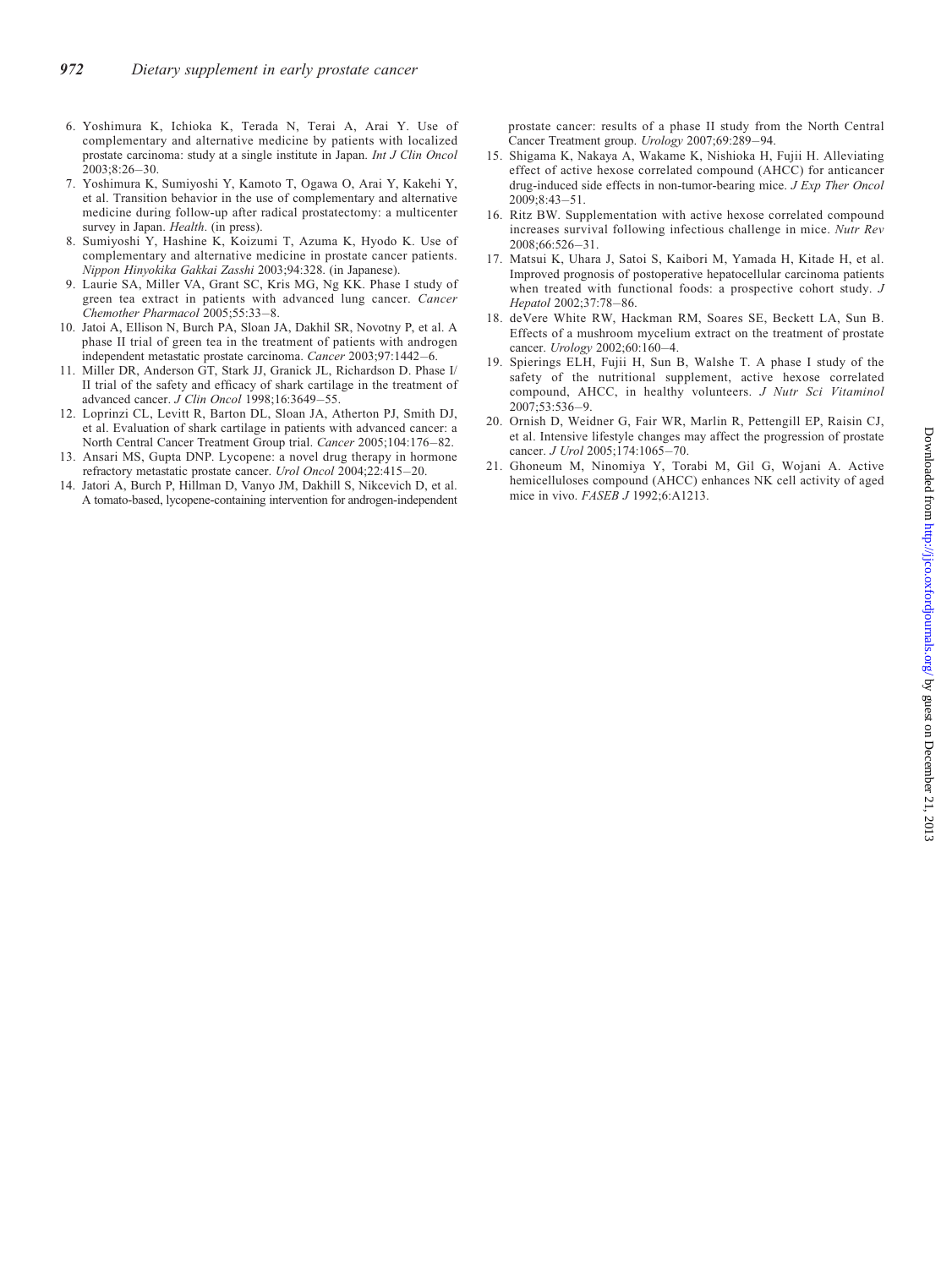6. Yoshimura K, Ichioka K, Terada N, Terai A, Arai Y. Use of complementary and alternative medicine by patients with localized prostate carcinoma: study at a single institute in Japan. *Int J Clin Oncol* 2003;8:26–30.
7. Yoshimura K, Sumiyoshi Y, Kamoto T, Ogawa O, Arai Y, Kakehi Y, et al. Transition behavior in the use of complementary and alternative medicine during follow-up after radical prostatectomy: a multicenter survey in Japan. *Health*. (in press).
8. Sumiyoshi Y, Hashine K, Koizumi T, Azuma K, Hyodo K. Use of complementary and alternative medicine in prostate cancer patients. *Nippon Hinyokika Gakkai Zasshi* 2003;94:328. (in Japanese).
9. Laurie SA, Miller VA, Grant SC, Kris MG, Ng KK. Phase I study of green tea extract in patients with advanced lung cancer. *Cancer Chemother Pharmacol* 2005;55:33–8.
10. Jatoi A, Ellison N, Burch PA, Sloan JA, Dakhil SR, Novotny P, et al. A phase II trial of green tea in the treatment of patients with androgen independent metastatic prostate carcinoma. *Cancer* 2003;97:1442–6.
11. Miller DR, Anderson GT, Stark JJ, Granick JL, Richardson D. Phase I/II trial of the safety and efficacy of shark cartilage in the treatment of advanced cancer. *J Clin Oncol* 1998;16:3649–55.
12. Loprinzi CL, Levitt R, Barton DL, Sloan JA, Atherton PJ, Smith DJ, et al. Evaluation of shark cartilage in patients with advanced cancer: a North Central Cancer Treatment Group trial. *Cancer* 2005;104:176–82.
13. Ansari MS, Gupta DNP. Lycopene: a novel drug therapy in hormone refractory metastatic prostate cancer. *Urol Oncol* 2004;22:415–20.
14. Jatori A, Burch P, Hillman D, Vanyo JM, Dakhill S, Nikcevich D, et al. A tomato-based, lycopene-containing intervention for androgen-independent prostate cancer: results of a phase II study from the North Central Cancer Treatment group. *Urology* 2007;69:289–94.
15. Shigama K, Nakaya A, Wakame K, Nishioka H, Fujii H. Alleviating effect of active hexose correlated compound (AHCC) for anticancer drug-induced side effects in non-tumor-bearing mice. *J Exp Ther Oncol* 2009;8:43–51.
16. Ritz BW. Supplementation with active hexose correlated compound increases survival following infectious challenge in mice. *Nutr Rev* 2008;66:526–31.
17. Matsui K, Uhara J, Satoi S, Kaibori M, Yamada H, Kitade H, et al. Improved prognosis of postoperative hepatocellular carcinoma patients when treated with functional foods: a prospective cohort study. *J Hepatol* 2002;37:78–86.
18. deVere White RW, Hackman RM, Soares SE, Beckett LA, Sun B. Effects of a mushroom mycelium extract on the treatment of prostate cancer. *Urology* 2002;60:160–4.
19. Spierings ELH, Fujii H, Sun B, Walshe T. A phase I study of the safety of the nutritional supplement, active hexose correlated compound, AHCC, in healthy volunteers. *J Nutr Sci Vitaminol* 2007;53:536–9.
20. Ornish D, Weidner G, Fair WR, Marlin R, Pettengill EP, Raisin CJ, et al. Intensive lifestyle changes may affect the progression of prostate cancer. *J Urol* 2005;174:1065–70.
21. Ghoneum M, Ninomiya Y, Torabi M, Gil G, Wojani A. Active hemicelluloses compound (AHCC) enhances NK cell activity of aged mice in vivo. *FASEB J* 1992;6:A1213.